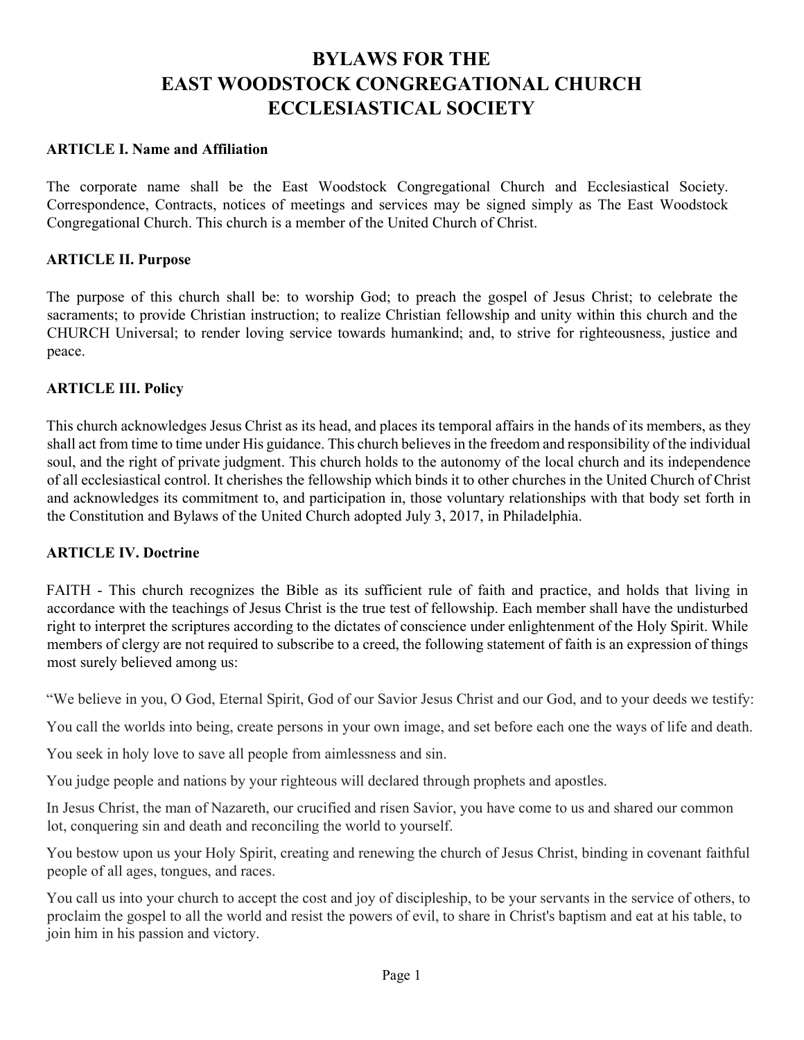# BYLAWS FOR THE EAST WOODSTOCK CONGREGATIONAL CHURCH ECCLESIASTICAL SOCIETY

### ARTICLE I. Name and Affiliation

The corporate name shall be the East Woodstock Congregational Church and Ecclesiastical Society. Correspondence, Contracts, notices of meetings and services may be signed simply as The East Woodstock Congregational Church. This church is a member of the United Church of Christ.

### ARTICLE II. Purpose

The purpose of this church shall be: to worship God; to preach the gospel of Jesus Christ; to celebrate the sacraments; to provide Christian instruction; to realize Christian fellowship and unity within this church and the CHURCH Universal; to render loving service towards humankind; and, to strive for righteousness, justice and peace.

### ARTICLE III. Policy

This church acknowledges Jesus Christ as its head, and places its temporal affairs in the hands of its members, as they shall act from time to time under His guidance. This church believes in the freedom and responsibility of the individual soul, and the right of private judgment. This church holds to the autonomy of the local church and its independence of all ecclesiastical control. It cherishes the fellowship which binds it to other churches in the United Church of Christ and acknowledges its commitment to, and participation in, those voluntary relationships with that body set forth in the Constitution and Bylaws of the United Church adopted July 3, 2017, in Philadelphia.

### ARTICLE IV. Doctrine

FAITH - This church recognizes the Bible as its sufficient rule of faith and practice, and holds that living in accordance with the teachings of Jesus Christ is the true test of fellowship. Each member shall have the undisturbed right to interpret the scriptures according to the dictates of conscience under enlightenment of the Holy Spirit. While members of clergy are not required to subscribe to a creed, the following statement of faith is an expression of things most surely believed among us:

"We believe in you, O God, Eternal Spirit, God of our Savior Jesus Christ and our God, and to your deeds we testify:

You call the worlds into being, create persons in your own image, and set before each one the ways of life and death.

You seek in holy love to save all people from aimlessness and sin.

You judge people and nations by your righteous will declared through prophets and apostles.

In Jesus Christ, the man of Nazareth, our crucified and risen Savior, you have come to us and shared our common lot, conquering sin and death and reconciling the world to yourself.

You bestow upon us your Holy Spirit, creating and renewing the church of Jesus Christ, binding in covenant faithful people of all ages, tongues, and races.

You call us into your church to accept the cost and joy of discipleship, to be your servants in the service of others, to proclaim the gospel to all the world and resist the powers of evil, to share in Christ's baptism and eat at his table, to join him in his passion and victory.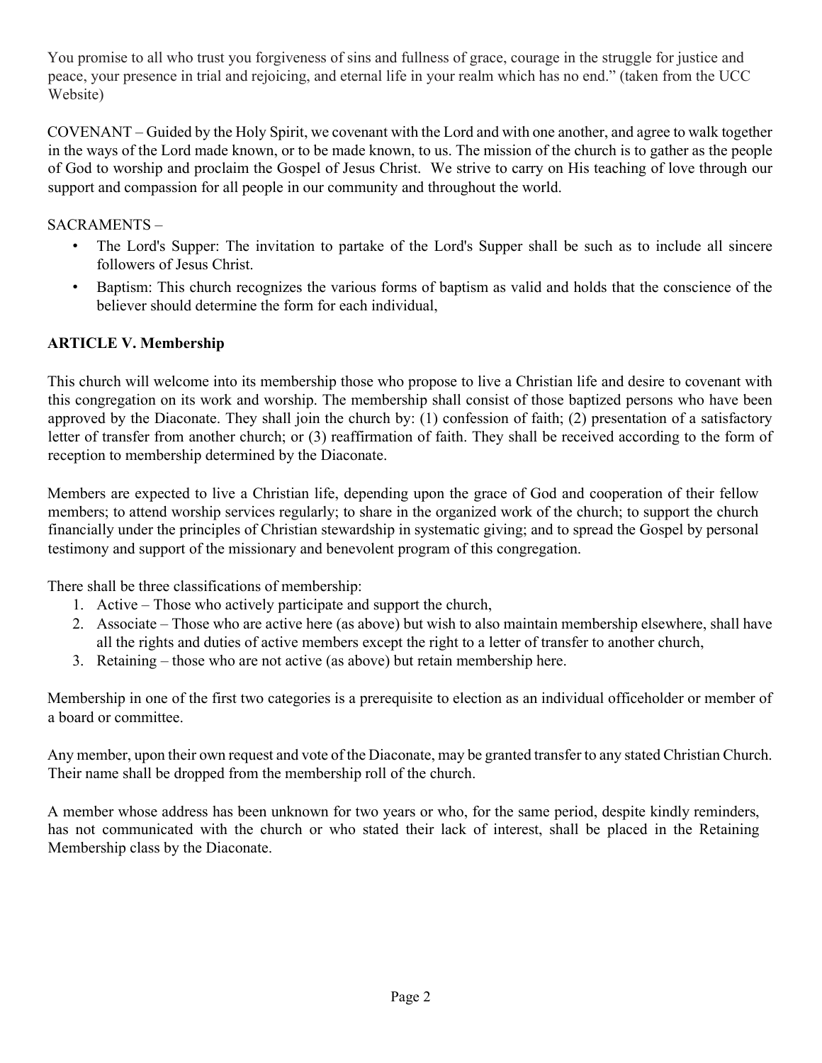You promise to all who trust you forgiveness of sins and fullness of grace, courage in the struggle for justice and peace, your presence in trial and rejoicing, and eternal life in your realm which has no end." (taken from the UCC Website)

COVENANT – Guided by the Holy Spirit, we covenant with the Lord and with one another, and agree to walk together in the ways of the Lord made known, or to be made known, to us. The mission of the church is to gather as the people of God to worship and proclaim the Gospel of Jesus Christ. We strive to carry on His teaching of love through our support and compassion for all people in our community and throughout the world.

SACRAMENTS –

- The Lord's Supper: The invitation to partake of the Lord's Supper shall be such as to include all sincere followers of Jesus Christ.
- Baptism: This church recognizes the various forms of baptism as valid and holds that the conscience of the believer should determine the form for each individual,

**ARTICLE V. Membership**

This church will welcome into its membership those who propose to live a Christian life and desire to covenant with this congregation on its work and worship. The membership shall consist of those baptized persons who have been approved by the Diaconate. They shall join the church by: (1) confession of faith; (2) presentation of a satisfactory letter of transfer from another church; or (3) reaffirmation of faith. They shall be received according to the form of reception to membership determined by the Diaconate.

Members are expected to live a Christian life, depending upon the grace of God and cooperation of their fellow members; to attend worship services regularly; to share in the organized work of the church; to support the church financially under the principles of Christian stewardship in systematic giving; and to spread the Gospel by personal testimony and support of the missionary and benevolent program of this congregation.

There shall be three classifications of membership:

1. Active – Those who actively participate and support the church,
2. Associate – Those who are active here (as above) but wish to also maintain membership elsewhere, shall have all the rights and duties of active members except the right to a letter of transfer to another church,
3. Retaining – those who are not active (as above) but retain membership here.

Membership in one of the first two categories is a prerequisite to election as an individual officeholder or member of a board or committee.

Any member, upon their own request and vote of the Diaconate, may be granted transfer to any stated Christian Church. Their name shall be dropped from the membership roll of the church.

A member whose address has been unknown for two years or who, for the same period, despite kindly reminders, has not communicated with the church or who stated their lack of interest, shall be placed in the Retaining Membership class by the Diaconate.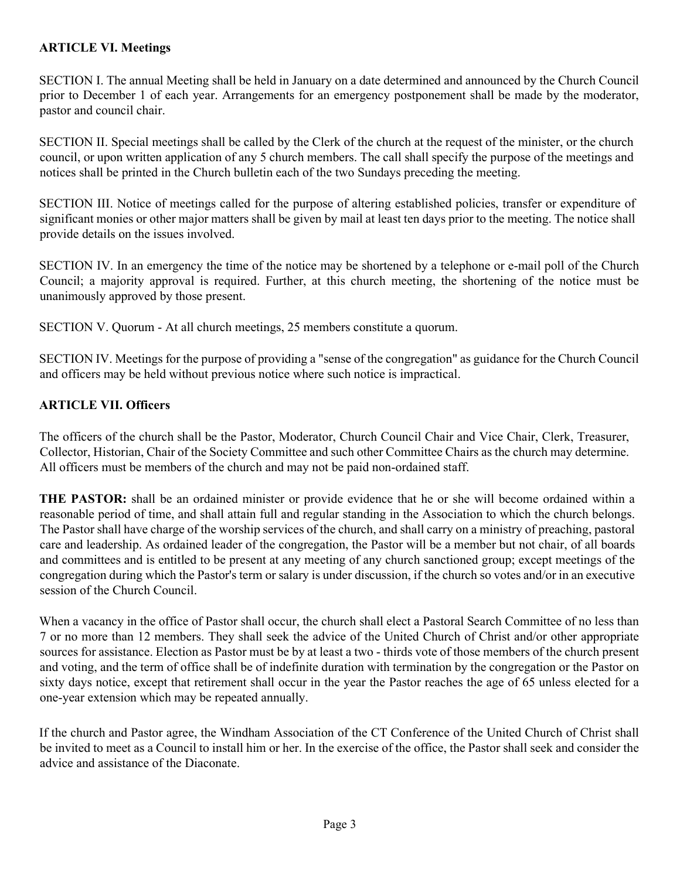**ARTICLE VI. Meetings**

SECTION I. The annual Meeting shall be held in January on a date determined and announced by the Church Council prior to December 1 of each year. Arrangements for an emergency postponement shall be made by the moderator, pastor and council chair.

SECTION II. Special meetings shall be called by the Clerk of the church at the request of the minister, or the church council, or upon written application of any 5 church members. The call shall specify the purpose of the meetings and notices shall be printed in the Church bulletin each of the two Sundays preceding the meeting.

SECTION III. Notice of meetings called for the purpose of altering established policies, transfer or expenditure of significant monies or other major matters shall be given by mail at least ten days prior to the meeting. The notice shall provide details on the issues involved.

SECTION IV. In an emergency the time of the notice may be shortened by a telephone or e-mail poll of the Church Council; a majority approval is required. Further, at this church meeting, the shortening of the notice must be unanimously approved by those present.

SECTION V. Quorum - At all church meetings, 25 members constitute a quorum.

SECTION IV. Meetings for the purpose of providing a "sense of the congregation" as guidance for the Church Council and officers may be held without previous notice where such notice is impractical.

**ARTICLE VII. Officers**

The officers of the church shall be the Pastor, Moderator, Church Council Chair and Vice Chair, Clerk, Treasurer, Collector, Historian, Chair of the Society Committee and such other Committee Chairs as the church may determine. All officers must be members of the church and may not be paid non-ordained staff.

**THE PASTOR:** shall be an ordained minister or provide evidence that he or she will become ordained within a reasonable period of time, and shall attain full and regular standing in the Association to which the church belongs. The Pastor shall have charge of the worship services of the church, and shall carry on a ministry of preaching, pastoral care and leadership. As ordained leader of the congregation, the Pastor will be a member but not chair, of all boards and committees and is entitled to be present at any meeting of any church sanctioned group; except meetings of the congregation during which the Pastor's term or salary is under discussion, if the church so votes and/or in an executive session of the Church Council.

When a vacancy in the office of Pastor shall occur, the church shall elect a Pastoral Search Committee of no less than 7 or no more than 12 members. They shall seek the advice of the United Church of Christ and/or other appropriate sources for assistance. Election as Pastor must be by at least a two - thirds vote of those members of the church present and voting, and the term of office shall be of indefinite duration with termination by the congregation or the Pastor on sixty days notice, except that retirement shall occur in the year the Pastor reaches the age of 65 unless elected for a one-year extension which may be repeated annually.

If the church and Pastor agree, the Windham Association of the CT Conference of the United Church of Christ shall be invited to meet as a Council to install him or her. In the exercise of the office, the Pastor shall seek and consider the advice and assistance of the Diaconate.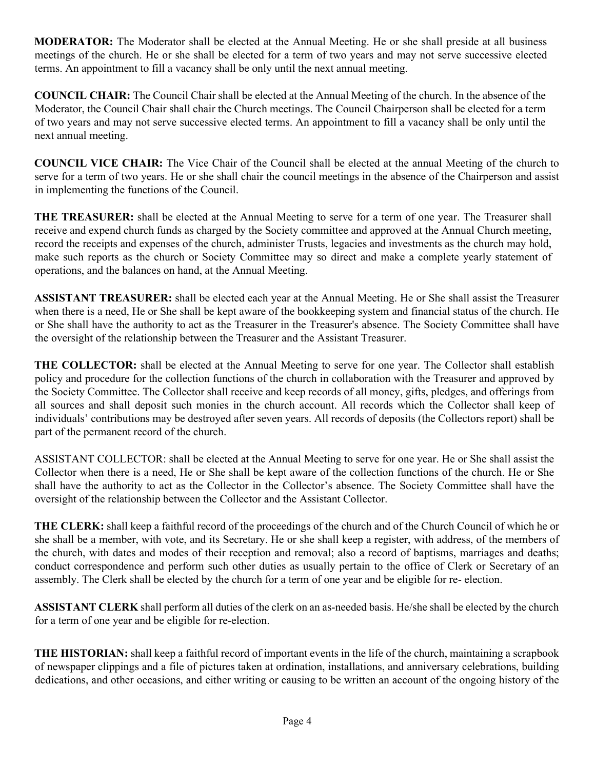**MODERATOR:** The Moderator shall be elected at the Annual Meeting. He or she shall preside at all business meetings of the church. He or she shall be elected for a term of two years and may not serve successive elected terms. An appointment to fill a vacancy shall be only until the next annual meeting.

**COUNCIL CHAIR:** The Council Chair shall be elected at the Annual Meeting of the church. In the absence of the Moderator, the Council Chair shall chair the Church meetings. The Council Chairperson shall be elected for a term of two years and may not serve successive elected terms. An appointment to fill a vacancy shall be only until the next annual meeting.

**COUNCIL VICE CHAIR:** The Vice Chair of the Council shall be elected at the annual Meeting of the church to serve for a term of two years. He or she shall chair the council meetings in the absence of the Chairperson and assist in implementing the functions of the Council.

**THE TREASURER:** shall be elected at the Annual Meeting to serve for a term of one year. The Treasurer shall receive and expend church funds as charged by the Society committee and approved at the Annual Church meeting, record the receipts and expenses of the church, administer Trusts, legacies and investments as the church may hold, make such reports as the church or Society Committee may so direct and make a complete yearly statement of operations, and the balances on hand, at the Annual Meeting.

**ASSISTANT TREASURER:** shall be elected each year at the Annual Meeting. He or She shall assist the Treasurer when there is a need, He or She shall be kept aware of the bookkeeping system and financial status of the church. He or She shall have the authority to act as the Treasurer in the Treasurer's absence. The Society Committee shall have the oversight of the relationship between the Treasurer and the Assistant Treasurer.

**THE COLLECTOR:** shall be elected at the Annual Meeting to serve for one year. The Collector shall establish policy and procedure for the collection functions of the church in collaboration with the Treasurer and approved by the Society Committee. The Collector shall receive and keep records of all money, gifts, pledges, and offerings from all sources and shall deposit such monies in the church account. All records which the Collector shall keep of individuals' contributions may be destroyed after seven years. All records of deposits (the Collectors report) shall be part of the permanent record of the church.

ASSISTANT COLLECTOR: shall be elected at the Annual Meeting to serve for one year. He or She shall assist the Collector when there is a need, He or She shall be kept aware of the collection functions of the church. He or She shall have the authority to act as the Collector in the Collector's absence. The Society Committee shall have the oversight of the relationship between the Collector and the Assistant Collector.

**THE CLERK:** shall keep a faithful record of the proceedings of the church and of the Church Council of which he or she shall be a member, with vote, and its Secretary. He or she shall keep a register, with address, of the members of the church, with dates and modes of their reception and removal; also a record of baptisms, marriages and deaths; conduct correspondence and perform such other duties as usually pertain to the office of Clerk or Secretary of an assembly. The Clerk shall be elected by the church for a term of one year and be eligible for re- election.

**ASSISTANT CLERK** shall perform all duties of the clerk on an as-needed basis. He/she shall be elected by the church for a term of one year and be eligible for re-election.

**THE HISTORIAN:** shall keep a faithful record of important events in the life of the church, maintaining a scrapbook of newspaper clippings and a file of pictures taken at ordination, installations, and anniversary celebrations, building dedications, and other occasions, and either writing or causing to be written an account of the ongoing history of the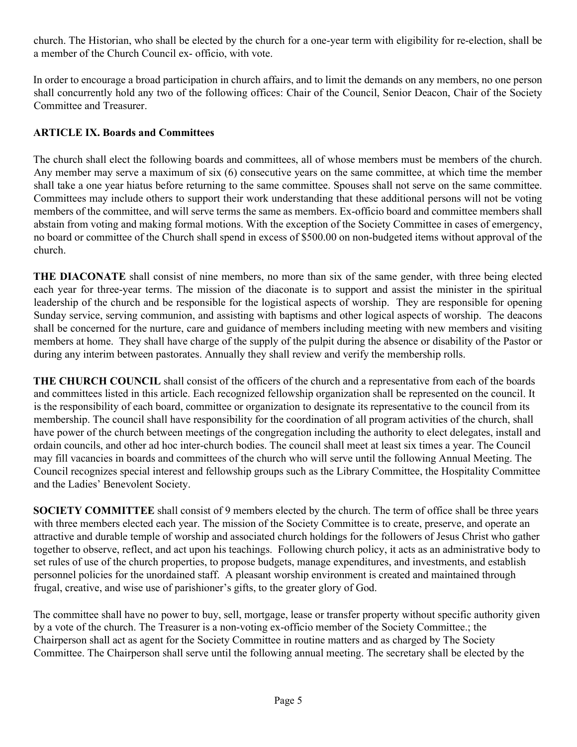church. The Historian, who shall be elected by the church for a one-year term with eligibility for re-election, shall be a member of the Church Council ex- officio, with vote.

In order to encourage a broad participation in church affairs, and to limit the demands on any members, no one person shall concurrently hold any two of the following offices: Chair of the Council, Senior Deacon, Chair of the Society Committee and Treasurer.

## ARTICLE IX. Boards and Committees

The church shall elect the following boards and committees, all of whose members must be members of the church. Any member may serve a maximum of six (6) consecutive years on the same committee, at which time the member shall take a one year hiatus before returning to the same committee. Spouses shall not serve on the same committee. Committees may include others to support their work understanding that these additional persons will not be voting members of the committee, and will serve terms the same as members. Ex-officio board and committee members shall abstain from voting and making formal motions. With the exception of the Society Committee in cases of emergency, no board or committee of the Church shall spend in excess of $500.00 on non-budgeted items without approval of the church.

**THE DIACONATE** shall consist of nine members, no more than six of the same gender, with three being elected each year for three-year terms. The mission of the diaconate is to support and assist the minister in the spiritual leadership of the church and be responsible for the logistical aspects of worship. They are responsible for opening Sunday service, serving communion, and assisting with baptisms and other logical aspects of worship. The deacons shall be concerned for the nurture, care and guidance of members including meeting with new members and visiting members at home. They shall have charge of the supply of the pulpit during the absence or disability of the Pastor or during any interim between pastorates. Annually they shall review and verify the membership rolls.

**THE CHURCH COUNCIL** shall consist of the officers of the church and a representative from each of the boards and committees listed in this article. Each recognized fellowship organization shall be represented on the council. It is the responsibility of each board, committee or organization to designate its representative to the council from its membership. The council shall have responsibility for the coordination of all program activities of the church, shall have power of the church between meetings of the congregation including the authority to elect delegates, install and ordain councils, and other ad hoc inter-church bodies. The council shall meet at least six times a year. The Council may fill vacancies in boards and committees of the church who will serve until the following Annual Meeting. The Council recognizes special interest and fellowship groups such as the Library Committee, the Hospitality Committee and the Ladies' Benevolent Society.

**SOCIETY COMMITTEE** shall consist of 9 members elected by the church. The term of office shall be three years with three members elected each year. The mission of the Society Committee is to create, preserve, and operate an attractive and durable temple of worship and associated church holdings for the followers of Jesus Christ who gather together to observe, reflect, and act upon his teachings. Following church policy, it acts as an administrative body to set rules of use of the church properties, to propose budgets, manage expenditures, and investments, and establish personnel policies for the unordained staff. A pleasant worship environment is created and maintained through frugal, creative, and wise use of parishioner's gifts, to the greater glory of God.

The committee shall have no power to buy, sell, mortgage, lease or transfer property without specific authority given by a vote of the church. The Treasurer is a non-voting ex-officio member of the Society Committee.; the Chairperson shall act as agent for the Society Committee in routine matters and as charged by The Society Committee. The Chairperson shall serve until the following annual meeting. The secretary shall be elected by the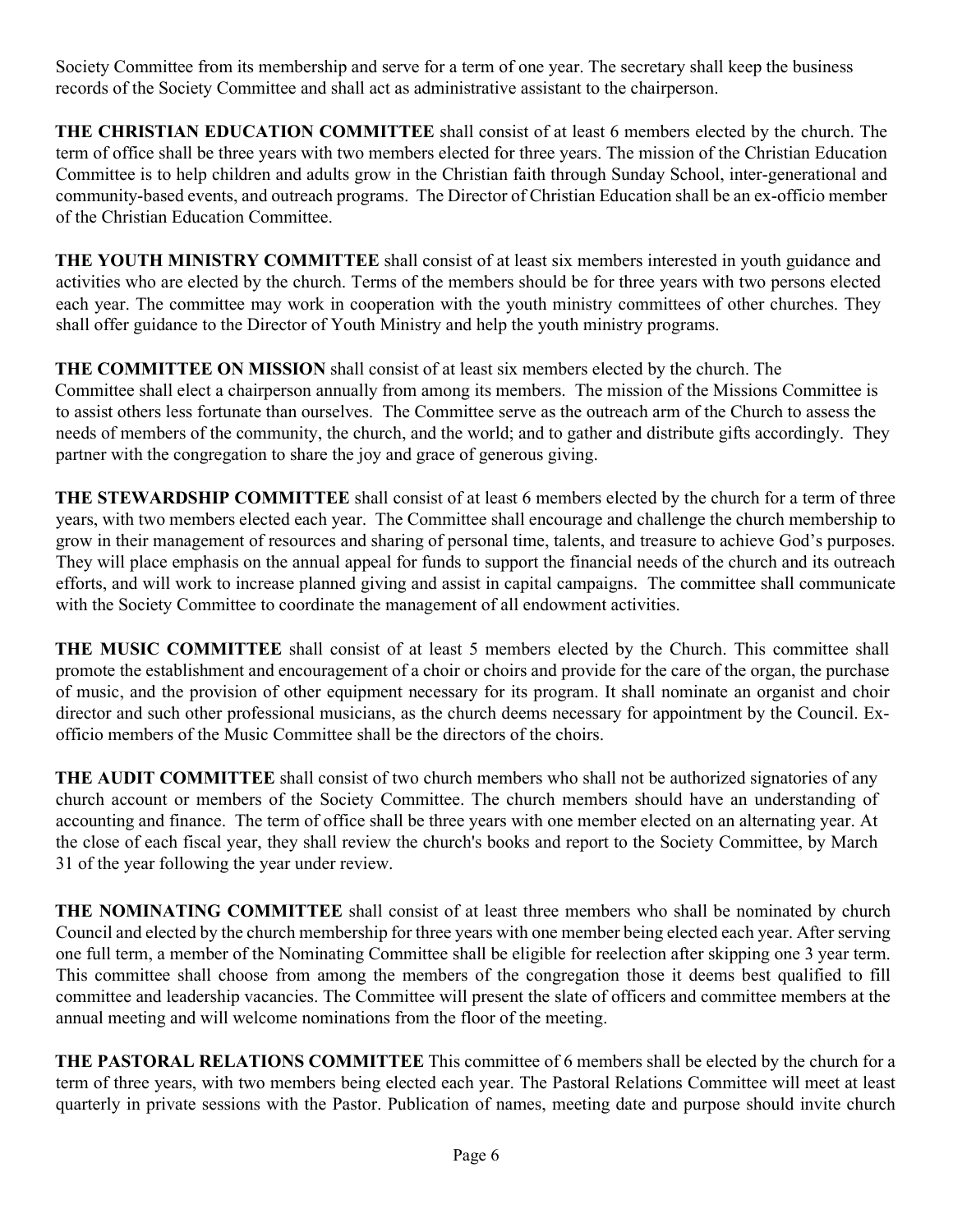Society Committee from its membership and serve for a term of one year. The secretary shall keep the business records of the Society Committee and shall act as administrative assistant to the chairperson.

**THE CHRISTIAN EDUCATION COMMITTEE** shall consist of at least 6 members elected by the church. The term of office shall be three years with two members elected for three years. The mission of the Christian Education Committee is to help children and adults grow in the Christian faith through Sunday School, inter-generational and community-based events, and outreach programs. The Director of Christian Education shall be an ex-officio member of the Christian Education Committee.

**THE YOUTH MINISTRY COMMITTEE** shall consist of at least six members interested in youth guidance and activities who are elected by the church. Terms of the members should be for three years with two persons elected each year. The committee may work in cooperation with the youth ministry committees of other churches. They shall offer guidance to the Director of Youth Ministry and help the youth ministry programs.

**THE COMMITTEE ON MISSION** shall consist of at least six members elected by the church. The Committee shall elect a chairperson annually from among its members. The mission of the Missions Committee is to assist others less fortunate than ourselves. The Committee serve as the outreach arm of the Church to assess the needs of members of the community, the church, and the world; and to gather and distribute gifts accordingly. They partner with the congregation to share the joy and grace of generous giving.

**THE STEWARDSHIP COMMITTEE** shall consist of at least 6 members elected by the church for a term of three years, with two members elected each year. The Committee shall encourage and challenge the church membership to grow in their management of resources and sharing of personal time, talents, and treasure to achieve God's purposes. They will place emphasis on the annual appeal for funds to support the financial needs of the church and its outreach efforts, and will work to increase planned giving and assist in capital campaigns. The committee shall communicate with the Society Committee to coordinate the management of all endowment activities.

**THE MUSIC COMMITTEE** shall consist of at least 5 members elected by the Church. This committee shall promote the establishment and encouragement of a choir or choirs and provide for the care of the organ, the purchase of music, and the provision of other equipment necessary for its program. It shall nominate an organist and choir director and such other professional musicians, as the church deems necessary for appointment by the Council. Ex-officio members of the Music Committee shall be the directors of the choirs.

**THE AUDIT COMMITTEE** shall consist of two church members who shall not be authorized signatories of any church account or members of the Society Committee. The church members should have an understanding of accounting and finance. The term of office shall be three years with one member elected on an alternating year. At the close of each fiscal year, they shall review the church's books and report to the Society Committee, by March 31 of the year following the year under review.

**THE NOMINATING COMMITTEE** shall consist of at least three members who shall be nominated by church Council and elected by the church membership for three years with one member being elected each year. After serving one full term, a member of the Nominating Committee shall be eligible for reelection after skipping one 3 year term. This committee shall choose from among the members of the congregation those it deems best qualified to fill committee and leadership vacancies. The Committee will present the slate of officers and committee members at the annual meeting and will welcome nominations from the floor of the meeting.

**THE PASTORAL RELATIONS COMMITTEE** This committee of 6 members shall be elected by the church for a term of three years, with two members being elected each year. The Pastoral Relations Committee will meet at least quarterly in private sessions with the Pastor. Publication of names, meeting date and purpose should invite church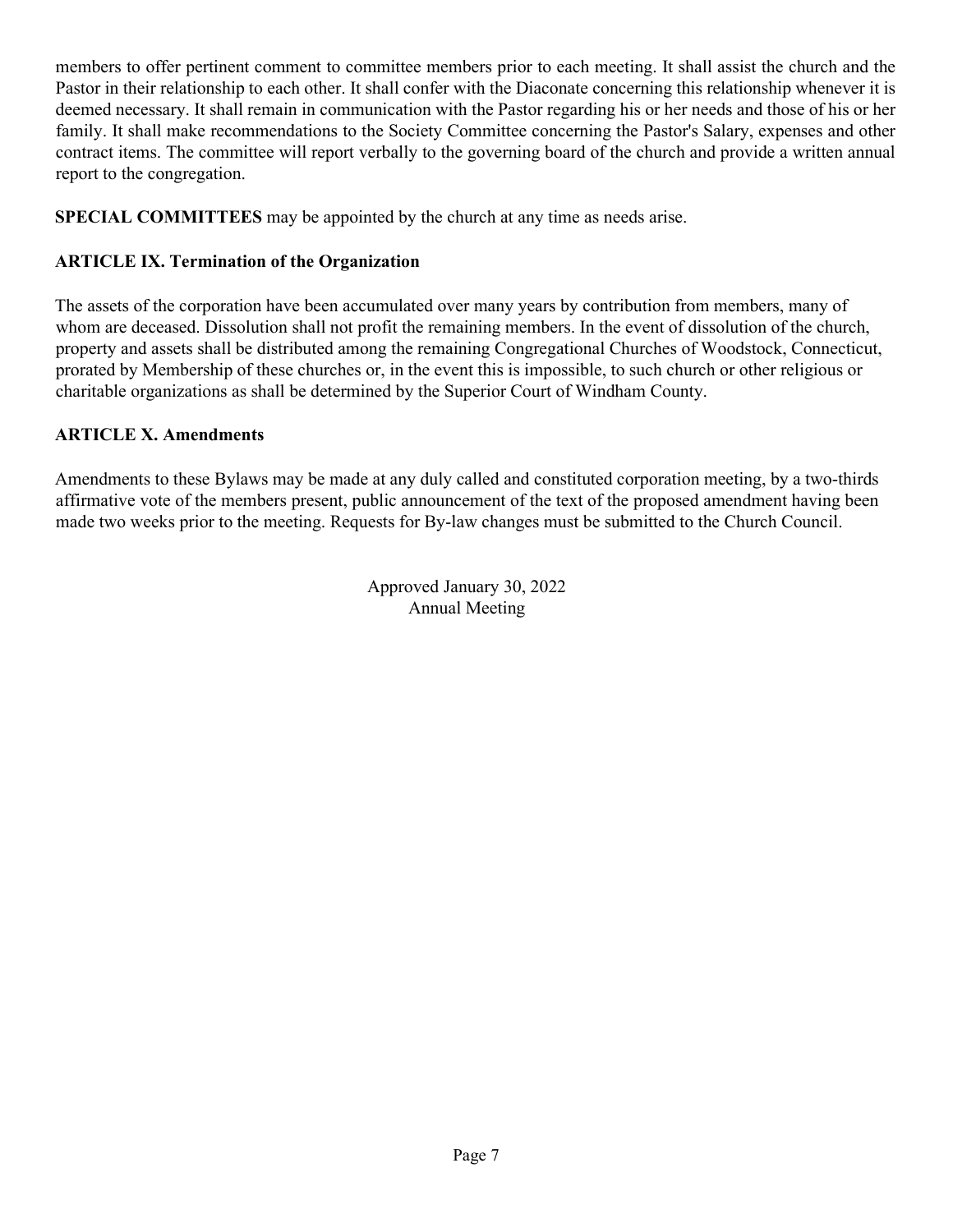members to offer pertinent comment to committee members prior to each meeting. It shall assist the church and the Pastor in their relationship to each other. It shall confer with the Diaconate concerning this relationship whenever it is deemed necessary. It shall remain in communication with the Pastor regarding his or her needs and those of his or her family. It shall make recommendations to the Society Committee concerning the Pastor's Salary, expenses and other contract items. The committee will report verbally to the governing board of the church and provide a written annual report to the congregation.

**SPECIAL COMMITTEES** may be appointed by the church at any time as needs arise.

## ARTICLE IX. Termination of the Organization

The assets of the corporation have been accumulated over many years by contribution from members, many of whom are deceased. Dissolution shall not profit the remaining members. In the event of dissolution of the church, property and assets shall be distributed among the remaining Congregational Churches of Woodstock, Connecticut, prorated by Membership of these churches or, in the event this is impossible, to such church or other religious or charitable organizations as shall be determined by the Superior Court of Windham County.

## ARTICLE X. Amendments

Amendments to these Bylaws may be made at any duly called and constituted corporation meeting, by a two-thirds affirmative vote of the members present, public announcement of the text of the proposed amendment having been made two weeks prior to the meeting. Requests for By-law changes must be submitted to the Church Council.

Approved January 30, 2022
Annual Meeting